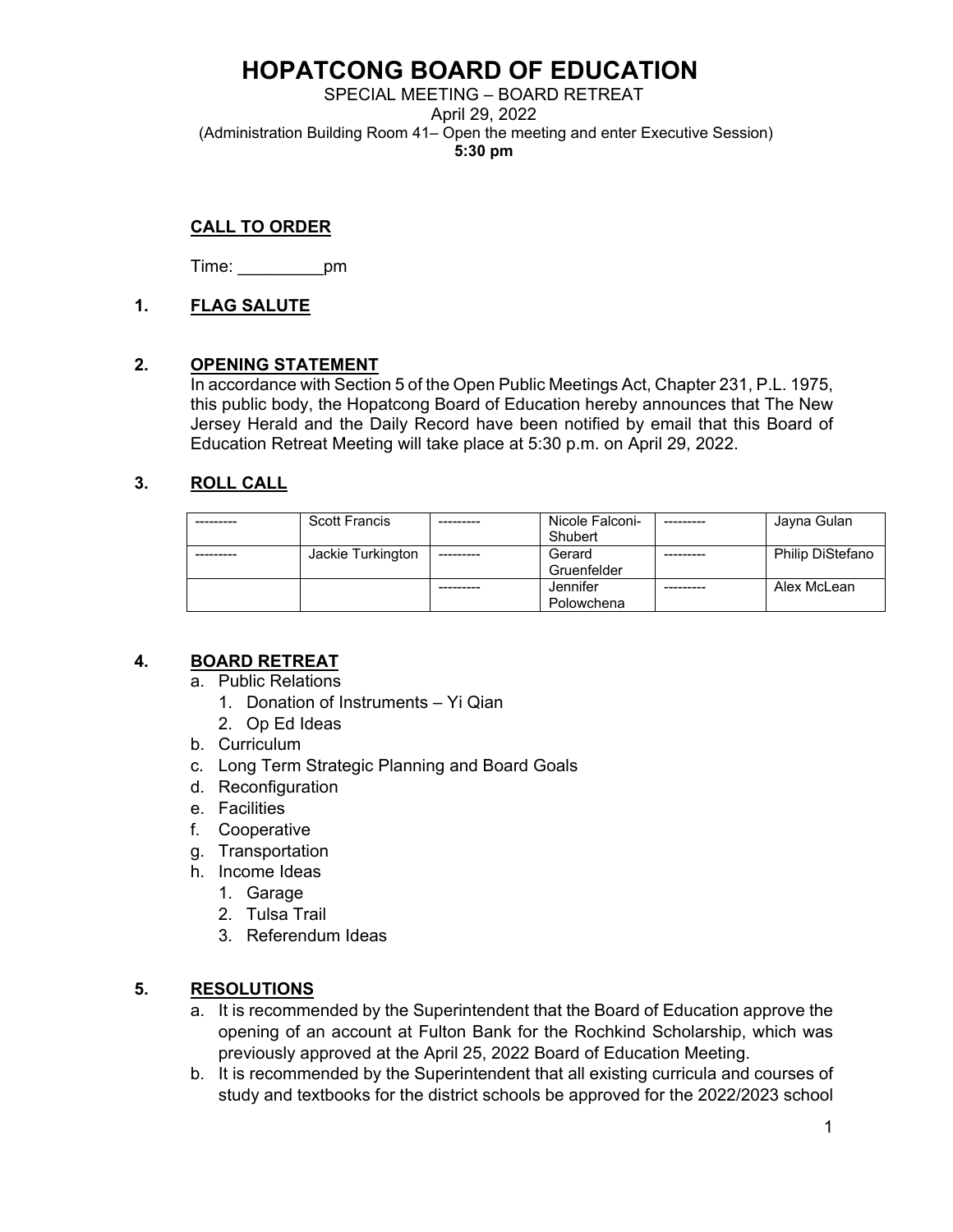# HOPATCONG BOARD OF EDUCATION

SPECIAL MEETING – BOARD RETREAT
April 29, 2022
(Administration Building Room 41– Open the meeting and enter Executive Session)
**5:30 pm**

## CALL TO ORDER

Time: _________pm

## 1. FLAG SALUTE

## 2. OPENING STATEMENT

In accordance with Section 5 of the Open Public Meetings Act, Chapter 231, P.L. 1975, this public body, the Hopatcong Board of Education hereby announces that The New Jersey Herald and the Daily Record have been notified by email that this Board of Education Retreat Meeting will take place at 5:30 p.m. on April 29, 2022.

## 3. ROLL CALL

| --------- | Scott Francis | --------- | Nicole Falconi-Shubert | --------- | Jayna Gulan |
|---|---|---|---|---|---|
| --------- | Jackie Turkington | --------- | Gerard Gruenfelder | --------- | Philip DiStefano |
| | | --------- | Jennifer Polowchena | --------- | Alex McLean |

## 4. BOARD RETREAT

a. Public Relations
   1. Donation of Instruments – Yi Qian
   2. Op Ed Ideas
b. Curriculum
c. Long Term Strategic Planning and Board Goals
d. Reconfiguration
e. Facilities
f. Cooperative
g. Transportation
h. Income Ideas
   1. Garage
   2. Tulsa Trail
   3. Referendum Ideas

## 5. RESOLUTIONS

a. It is recommended by the Superintendent that the Board of Education approve the opening of an account at Fulton Bank for the Rochkind Scholarship, which was previously approved at the April 25, 2022 Board of Education Meeting.
b. It is recommended by the Superintendent that all existing curricula and courses of study and textbooks for the district schools be approved for the 2022/2023 school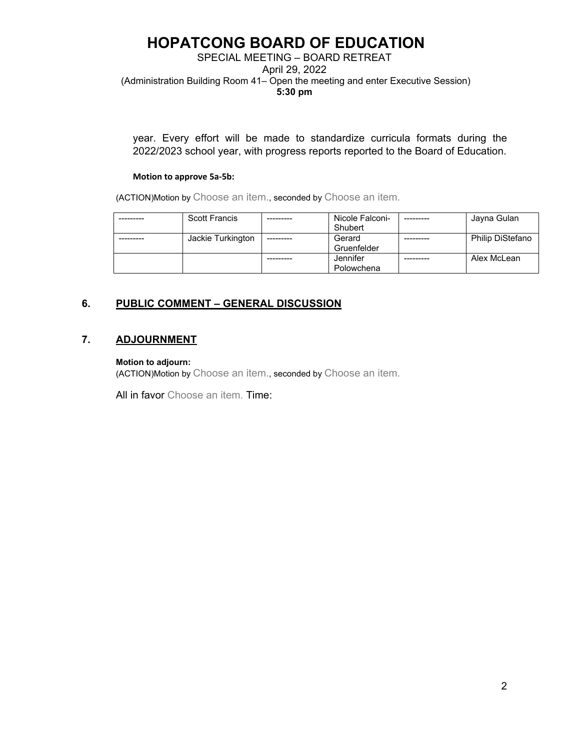# HOPATCONG BOARD OF EDUCATION

SPECIAL MEETING – BOARD RETREAT
April 29, 2022
(Administration Building Room 41– Open the meeting and enter Executive Session)
**5:30 pm**

year. Every effort will be made to standardize curricula formats during the 2022/2023 school year, with progress reports reported to the Board of Education.

**Motion to approve 5a-5b:**

(ACTION)Motion by Choose an item., seconded by Choose an item.

| | | | | | |
|---|---|---|---|---|---|
| --------- | Scott Francis | --------- | Nicole Falconi-Shubert | --------- | Jayna Gulan |
| --------- | Jackie Turkington | --------- | Gerard Gruenfelder | --------- | Philip DiStefano |
| | | --------- | Jennifer Polowchena | --------- | Alex McLean |

## 6. PUBLIC COMMENT – GENERAL DISCUSSION

## 7. ADJOURNMENT

**Motion to adjourn:**
(ACTION)Motion by Choose an item., seconded by Choose an item.

All in favor Choose an item. Time: